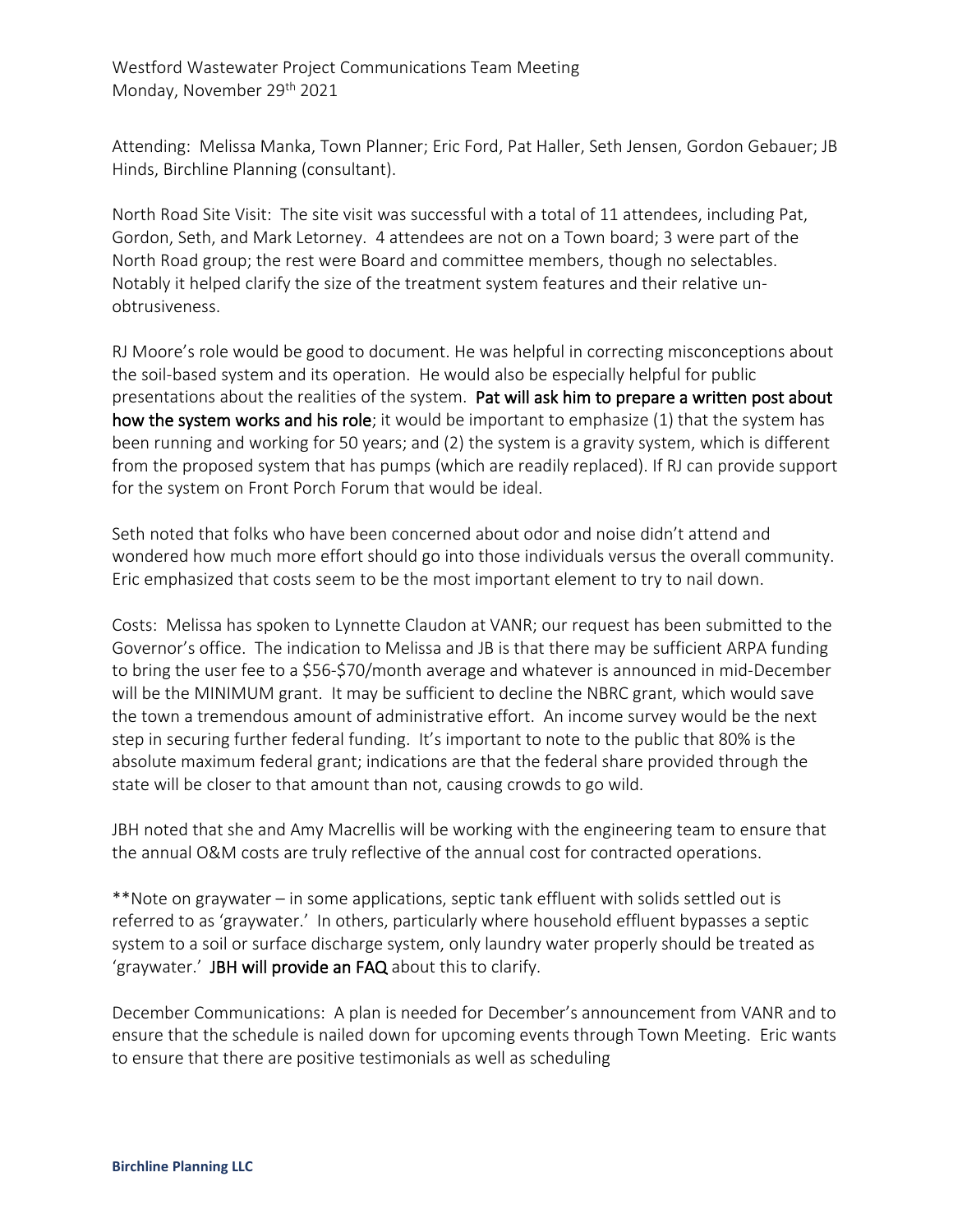Westford Wastewater Project Communications Team Meeting
Monday, November 29th 2021

Attending: Melissa Manka, Town Planner; Eric Ford, Pat Haller, Seth Jensen, Gordon Gebauer; JB Hinds, Birchline Planning (consultant).

North Road Site Visit: The site visit was successful with a total of 11 attendees, including Pat, Gordon, Seth, and Mark Letorney. 4 attendees are not on a Town board; 3 were part of the North Road group; the rest were Board and committee members, though no selectables. Notably it helped clarify the size of the treatment system features and their relative un-obtrusiveness.

RJ Moore's role would be good to document. He was helpful in correcting misconceptions about the soil-based system and its operation. He would also be especially helpful for public presentations about the realities of the system. **Pat will ask him to prepare a written post about how the system works and his role**; it would be important to emphasize (1) that the system has been running and working for 50 years; and (2) the system is a gravity system, which is different from the proposed system that has pumps (which are readily replaced). If RJ can provide support for the system on Front Porch Forum that would be ideal.

Seth noted that folks who have been concerned about odor and noise didn't attend and wondered how much more effort should go into those individuals versus the overall community. Eric emphasized that costs seem to be the most important element to try to nail down.

Costs: Melissa has spoken to Lynnette Claudon at VANR; our request has been submitted to the Governor's office. The indication to Melissa and JB is that there may be sufficient ARPA funding to bring the user fee to a \$56-\$70/month average and whatever is announced in mid-December will be the MINIMUM grant. It may be sufficient to decline the NBRC grant, which would save the town a tremendous amount of administrative effort. An income survey would be the next step in securing further federal funding. It's important to note to the public that 80% is the absolute maximum federal grant; indications are that the federal share provided through the state will be closer to that amount than not, causing crowds to go wild.

JBH noted that she and Amy Macrellis will be working with the engineering team to ensure that the annual O&M costs are truly reflective of the annual cost for contracted operations.

**Note on graywater – in some applications, septic tank effluent with solids settled out is referred to as 'graywater.' In others, particularly where household effluent bypasses a septic system to a soil or surface discharge system, only laundry water properly should be treated as 'graywater.' **JBH will provide an FAQ** about this to clarify.

December Communications: A plan is needed for December's announcement from VANR and to ensure that the schedule is nailed down for upcoming events through Town Meeting. Eric wants to ensure that there are positive testimonials as well as scheduling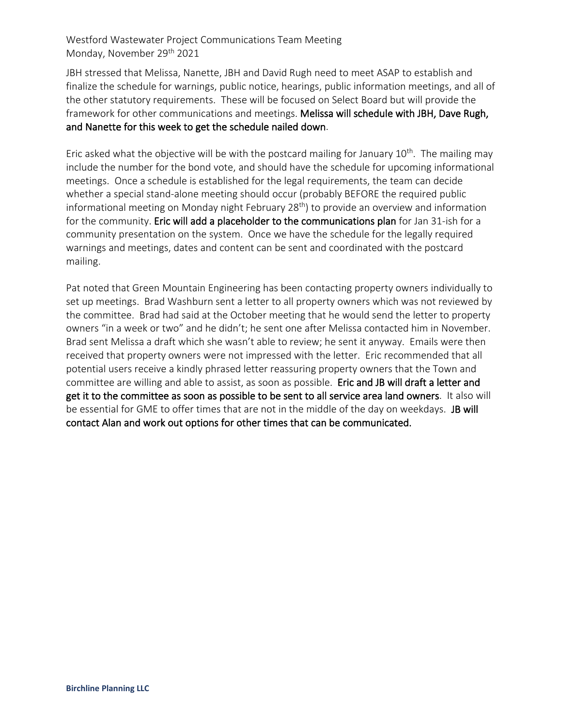JBH stressed that Melissa, Nanette, JBH and David Rugh need to meet ASAP to establish and finalize the schedule for warnings, public notice, hearings, public information meetings, and all of the other statutory requirements. These will be focused on Select Board but will provide the framework for other communications and meetings. **Melissa will schedule with JBH, Dave Rugh, and Nanette for this week to get the schedule nailed down**.

Eric asked what the objective will be with the postcard mailing for January 10th. The mailing may include the number for the bond vote, and should have the schedule for upcoming informational meetings. Once a schedule is established for the legal requirements, the team can decide whether a special stand-alone meeting should occur (probably BEFORE the required public informational meeting on Monday night February 28th) to provide an overview and information for the community. **Eric will add a placeholder to the communications plan** for Jan 31-ish for a community presentation on the system. Once we have the schedule for the legally required warnings and meetings, dates and content can be sent and coordinated with the postcard mailing.

Pat noted that Green Mountain Engineering has been contacting property owners individually to set up meetings. Brad Washburn sent a letter to all property owners which was not reviewed by the committee. Brad had said at the October meeting that he would send the letter to property owners "in a week or two" and he didn't; he sent one after Melissa contacted him in November. Brad sent Melissa a draft which she wasn't able to review; he sent it anyway. Emails were then received that property owners were not impressed with the letter. Eric recommended that all potential users receive a kindly phrased letter reassuring property owners that the Town and committee are willing and able to assist, as soon as possible. **Eric and JB will draft a letter and get it to the committee as soon as possible to be sent to all service area land owners**. It also will be essential for GME to offer times that are not in the middle of the day on weekdays. **JB will contact Alan and work out options for other times that can be communicated.**